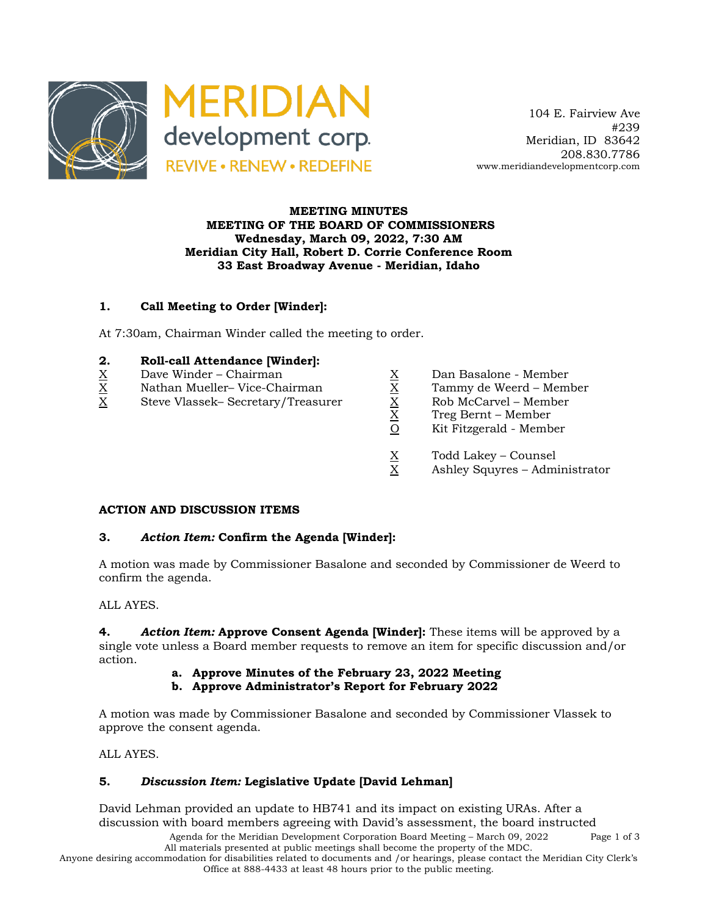MERIDIAN development corp.

REVIVE • RENEW • REDEFINE

104 E. Fairview Ave
#239
Meridian, ID 83642
208.830.7786
www.meridiandevelopmentcorp.com

**MEETING MINUTES**
**MEETING OF THE BOARD OF COMMISSIONERS**
**Wednesday, March 09, 2022, 7:30 AM**
**Meridian City Hall, Robert D. Corrie Conference Room**
**33 East Broadway Avenue - Meridian, Idaho**

### 1. Call Meeting to Order [Winder]:

At 7:30am, Chairman Winder called the meeting to order.

### 2. Roll-call Attendance [Winder]:

X Dave Winder – Chairman
X Nathan Mueller– Vice-Chairman
X Steve Vlassek– Secretary/Treasurer
X Dan Basalone - Member
X Tammy de Weerd – Member
X Rob McCarvel – Member
X Treg Bernt – Member
O Kit Fitzgerald - Member

X Todd Lakey – Counsel
X Ashley Squyres – Administrator

### ACTION AND DISCUSSION ITEMS

### 3. *Action Item:* Confirm the Agenda [Winder]:

A motion was made by Commissioner Basalone and seconded by Commissioner de Weerd to confirm the agenda.

ALL AYES.

**4.** ***Action Item:*** **Approve Consent Agenda [Winder]:** These items will be approved by a single vote unless a Board member requests to remove an item for specific discussion and/or action.

**a. Approve Minutes of the February 23, 2022 Meeting**
**b. Approve Administrator's Report for February 2022**

A motion was made by Commissioner Basalone and seconded by Commissioner Vlassek to approve the consent agenda.

ALL AYES.

### 5. *Discussion Item:* Legislative Update [David Lehman]

David Lehman provided an update to HB741 and its impact on existing URAs. After a discussion with board members agreeing with David's assessment, the board instructed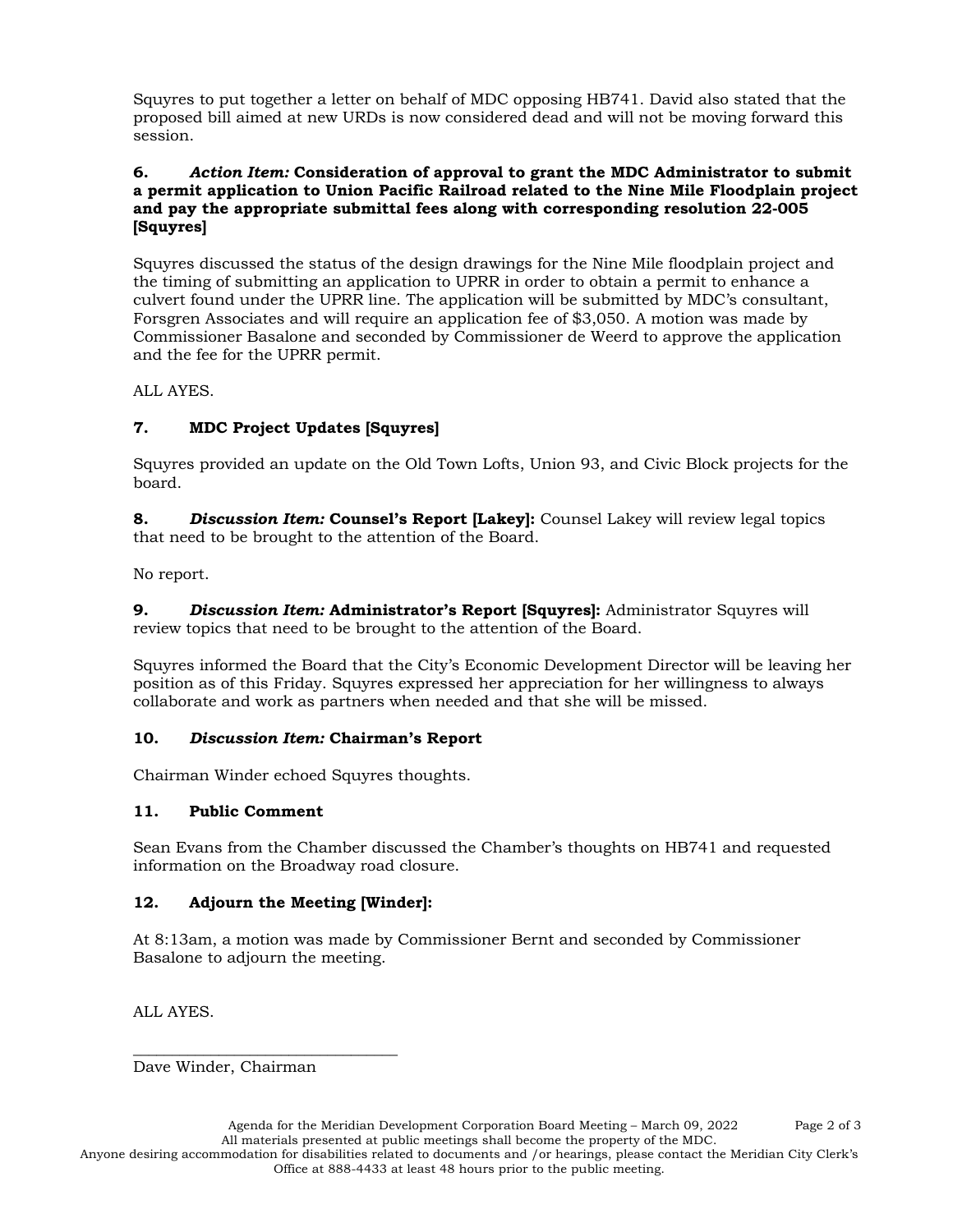Squyres to put together a letter on behalf of MDC opposing HB741. David also stated that the proposed bill aimed at new URDs is now considered dead and will not be moving forward this session.

**6.** ***Action Item:* Consideration of approval to grant the MDC Administrator to submit a permit application to Union Pacific Railroad related to the Nine Mile Floodplain project and pay the appropriate submittal fees along with corresponding resolution 22-005 [Squyres]**

Squyres discussed the status of the design drawings for the Nine Mile floodplain project and the timing of submitting an application to UPRR in order to obtain a permit to enhance a culvert found under the UPRR line. The application will be submitted by MDC's consultant, Forsgren Associates and will require an application fee of $3,050. A motion was made by Commissioner Basalone and seconded by Commissioner de Weerd to approve the application and the fee for the UPRR permit.

ALL AYES.

**7. MDC Project Updates [Squyres]**

Squyres provided an update on the Old Town Lofts, Union 93, and Civic Block projects for the board.

**8.** ***Discussion Item:* Counsel's Report [Lakey]:** Counsel Lakey will review legal topics that need to be brought to the attention of the Board.

No report.

**9.** ***Discussion Item:* Administrator's Report [Squyres]:** Administrator Squyres will review topics that need to be brought to the attention of the Board.

Squyres informed the Board that the City's Economic Development Director will be leaving her position as of this Friday. Squyres expressed her appreciation for her willingness to always collaborate and work as partners when needed and that she will be missed.

**10.** ***Discussion Item:* Chairman's Report**

Chairman Winder echoed Squyres thoughts.

**11. Public Comment**

Sean Evans from the Chamber discussed the Chamber's thoughts on HB741 and requested information on the Broadway road closure.

**12. Adjourn the Meeting [Winder]:**

At 8:13am, a motion was made by Commissioner Bernt and seconded by Commissioner Basalone to adjourn the meeting.

ALL AYES.

\_\_\_\_\_\_\_\_\_\_\_\_\_\_\_\_\_\_\_\_\_\_\_\_\_\_\_\_\_\_\_\_

Dave Winder, Chairman

Agenda for the Meridian Development Corporation Board Meeting – March 09, 2022

All materials presented at public meetings shall become the property of the MDC.

Anyone desiring accommodation for disabilities related to documents and /or hearings, please contact the Meridian City Clerk's Office at 888-4433 at least 48 hours prior to the public meeting.